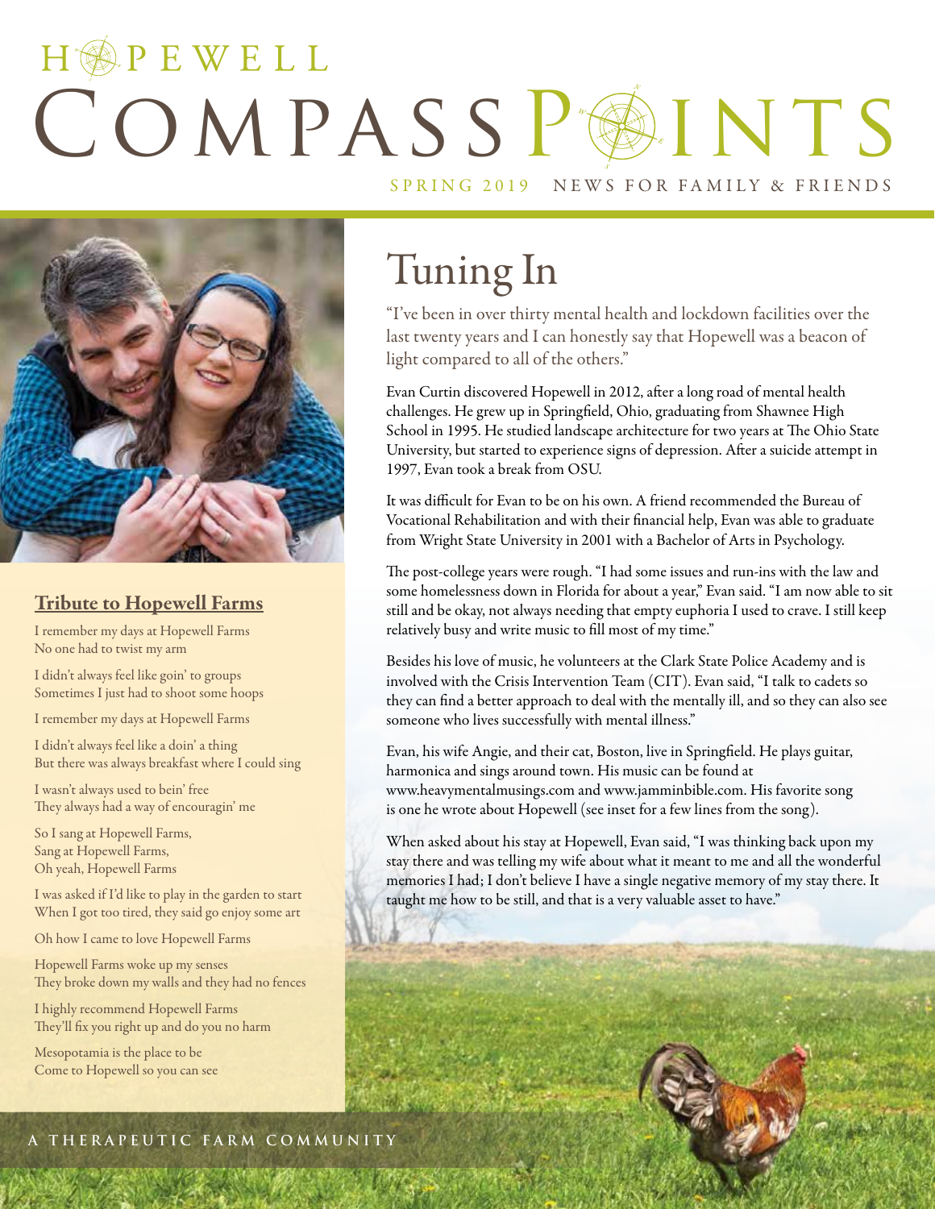# HOPEWELL COMPASS POINTS

SPRING 2019 NEWS FOR FAMILY & FRIENDS

## Tuning In

"I've been in over thirty mental health and lockdown facilities over the last twenty years and I can honestly say that Hopewell was a beacon of light compared to all of the others."

Evan Curtin discovered Hopewell in 2012, after a long road of mental health challenges. He grew up in Springfield, Ohio, graduating from Shawnee High School in 1995. He studied landscape architecture for two years at The Ohio State University, but started to experience signs of depression. After a suicide attempt in 1997, Evan took a break from OSU.

It was difficult for Evan to be on his own. A friend recommended the Bureau of Vocational Rehabilitation and with their financial help, Evan was able to graduate from Wright State University in 2001 with a Bachelor of Arts in Psychology.

The post-college years were rough. "I had some issues and run-ins with the law and some homelessness down in Florida for about a year," Evan said. "I am now able to sit still and be okay, not always needing that empty euphoria I used to crave. I still keep relatively busy and write music to fill most of my time."

Besides his love of music, he volunteers at the Clark State Police Academy and is involved with the Crisis Intervention Team (CIT). Evan said, "I talk to cadets so they can find a better approach to deal with the mentally ill, and so they can also see someone who lives successfully with mental illness."

Evan, his wife Angie, and their cat, Boston, live in Springfield. He plays guitar, harmonica and sings around town. His music can be found at www.heavymentalmusings.com and www.jamminbible.com. His favorite song is one he wrote about Hopewell (see inset for a few lines from the song).

When asked about his stay at Hopewell, Evan said, "I was thinking back upon my stay there and was telling my wife about what it meant to me and all the wonderful memories I had; I don't believe I have a single negative memory of my stay there. It taught me how to be still, and that is a very valuable asset to have."

### Tribute to Hopewell Farms

I remember my days at Hopewell Farms
No one had to twist my arm

I didn't always feel like goin' to groups
Sometimes I just had to shoot some hoops

I remember my days at Hopewell Farms

I didn't always feel like a doin' a thing
But there was always breakfast where I could sing

I wasn't always used to bein' free
They always had a way of encouragin' me

So I sang at Hopewell Farms,
Sang at Hopewell Farms,
Oh yeah, Hopewell Farms

I was asked if I'd like to play in the garden to start
When I got too tired, they said go enjoy some art

Oh how I came to love Hopewell Farms

Hopewell Farms woke up my senses
They broke down my walls and they had no fences

I highly recommend Hopewell Farms
They'll fix you right up and do you no harm

Mesopotamia is the place to be
Come to Hopewell so you can see

A THERAPEUTIC FARM COMMUNITY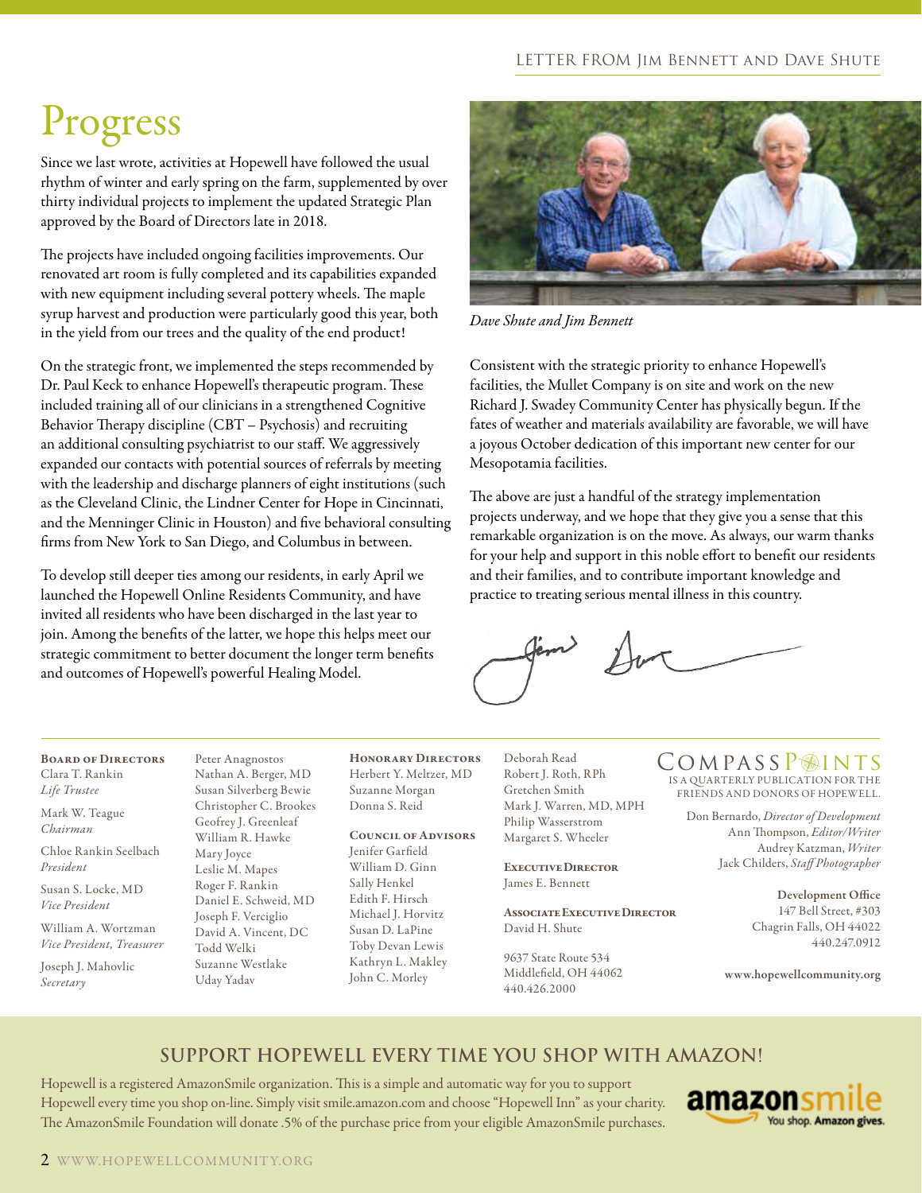LETTER FROM JIM BENNETT AND DAVE SHUTE

# Progress

Since we last wrote, activities at Hopewell have followed the usual rhythm of winter and early spring on the farm, supplemented by over thirty individual projects to implement the updated Strategic Plan approved by the Board of Directors late in 2018.

The projects have included ongoing facilities improvements. Our renovated art room is fully completed and its capabilities expanded with new equipment including several pottery wheels. The maple syrup harvest and production were particularly good this year, both in the yield from our trees and the quality of the end product!

On the strategic front, we implemented the steps recommended by Dr. Paul Keck to enhance Hopewell's therapeutic program. These included training all of our clinicians in a strengthened Cognitive Behavior Therapy discipline (CBT – Psychosis) and recruiting an additional consulting psychiatrist to our staff. We aggressively expanded our contacts with potential sources of referrals by meeting with the leadership and discharge planners of eight institutions (such as the Cleveland Clinic, the Lindner Center for Hope in Cincinnati, and the Menninger Clinic in Houston) and five behavioral consulting firms from New York to San Diego, and Columbus in between.

To develop still deeper ties among our residents, in early April we launched the Hopewell Online Residents Community, and have invited all residents who have been discharged in the last year to join. Among the benefits of the latter, we hope this helps meet our strategic commitment to better document the longer term benefits and outcomes of Hopewell's powerful Healing Model.

*Dave Shute and Jim Bennett*

Consistent with the strategic priority to enhance Hopewell's facilities, the Mullet Company is on site and work on the new Richard J. Swadey Community Center has physically begun. If the fates of weather and materials availability are favorable, we will have a joyous October dedication of this important new center for our Mesopotamia facilities.

The above are just a handful of the strategy implementation projects underway, and we hope that they give you a sense that this remarkable organization is on the move. As always, our warm thanks for your help and support in this noble effort to benefit our residents and their families, and to contribute important knowledge and practice to treating serious mental illness in this country.

---

**BOARD OF DIRECTORS**
Clara T. Rankin
*Life Trustee*

Mark W. Teague
*Chairman*

Chloe Rankin Seelbach
*President*

Susan S. Locke, MD
*Vice President*

William A. Wortzman
*Vice President, Treasurer*

Joseph J. Mahovlic
*Secretary*

Peter Anagnostos
Nathan A. Berger, MD
Susan Silverberg Bewie
Christopher C. Brookes
Geofrey J. Greenleaf
William R. Hawke
Mary Joyce
Leslie M. Mapes
Roger F. Rankin
Daniel E. Schweid, MD
Joseph F. Verciglio
David A. Vincent, DC
Todd Welki
Suzanne Westlake
Uday Yadav

**HONORARY DIRECTORS**
Herbert Y. Meltzer, MD
Suzanne Morgan
Donna S. Reid

**COUNCIL OF ADVISORS**
Jenifer Garfield
William D. Ginn
Sally Henkel
Edith F. Hirsch
Michael J. Horvitz
Susan D. LaPine
Toby Devan Lewis
Kathryn L. Makley
John C. Morley
Deborah Read
Robert J. Roth, RPh
Gretchen Smith
Mark J. Warren, MD, MPH
Philip Wasserstrom
Margaret S. Wheeler

**EXECUTIVE DIRECTOR**
James E. Bennett

**ASSOCIATE EXECUTIVE DIRECTOR**
David H. Shute

9637 State Route 534
Middlefield, OH 44062
440.426.2000

**COMPASS POINTS**
IS A QUARTERLY PUBLICATION FOR THE FRIENDS AND DONORS OF HOPEWELL.

Don Bernardo, *Director of Development*
Ann Thompson, *Editor/Writer*
Audrey Katzman, *Writer*
Jack Childers, *Staff Photographer*

**Development Office**
147 Bell Street, #303
Chagrin Falls, OH 44022
440.247.0912

**www.hopewellcommunity.org**

## SUPPORT HOPEWELL EVERY TIME YOU SHOP WITH AMAZON!

Hopewell is a registered AmazonSmile organization. This is a simple and automatic way for you to support Hopewell every time you shop on-line. Simply visit smile.amazon.com and choose "Hopewell Inn" as your charity. The AmazonSmile Foundation will donate .5% of the purchase price from your eligible AmazonSmile purchases.

amazonsmile
You shop. Amazon gives.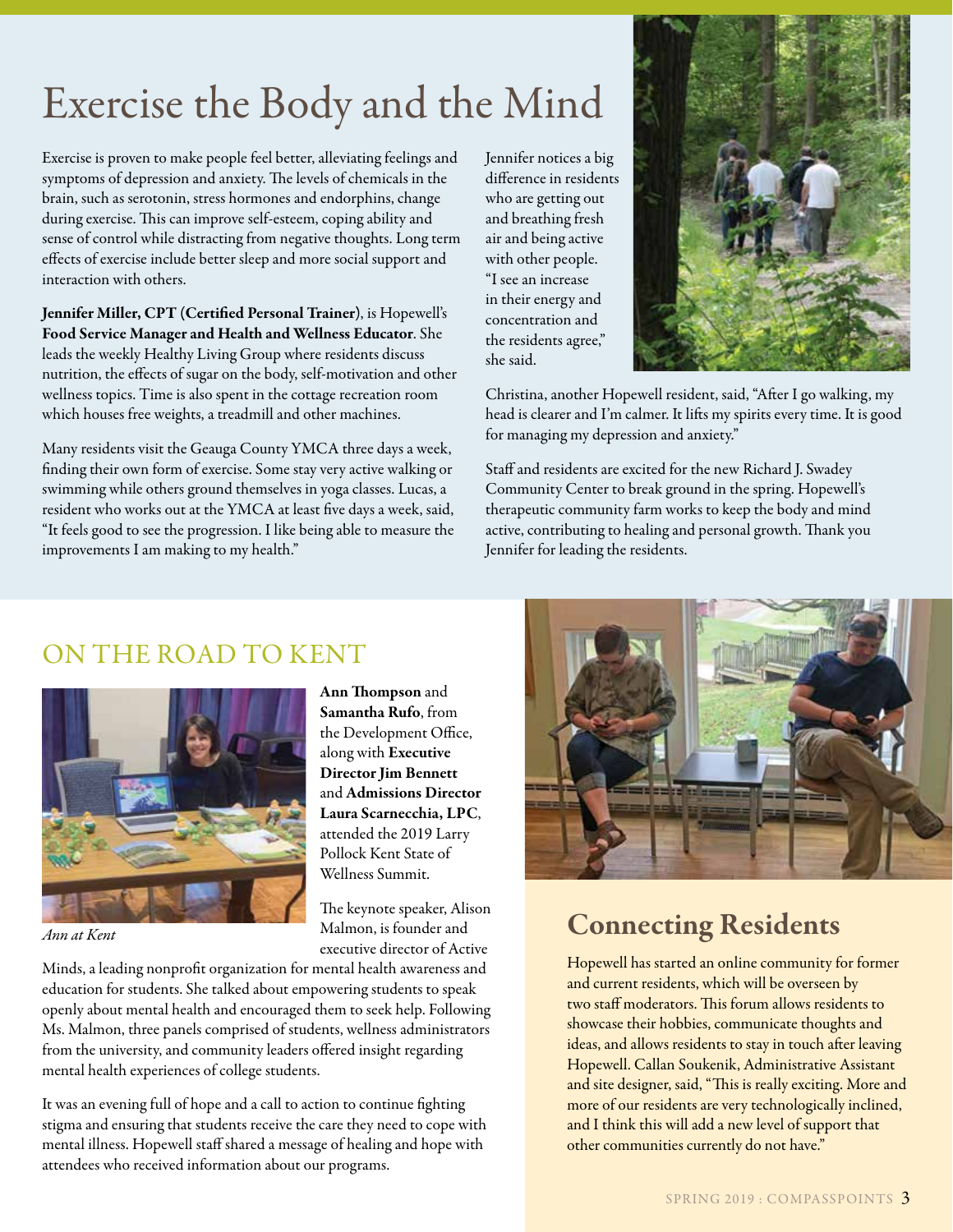# Exercise the Body and the Mind

Exercise is proven to make people feel better, alleviating feelings and symptoms of depression and anxiety. The levels of chemicals in the brain, such as serotonin, stress hormones and endorphins, change during exercise. This can improve self-esteem, coping ability and sense of control while distracting from negative thoughts. Long term effects of exercise include better sleep and more social support and interaction with others.

**Jennifer Miller, CPT (Certified Personal Trainer)**, is Hopewell's **Food Service Manager and Health and Wellness Educator**. She leads the weekly Healthy Living Group where residents discuss nutrition, the effects of sugar on the body, self-motivation and other wellness topics. Time is also spent in the cottage recreation room which houses free weights, a treadmill and other machines.

Many residents visit the Geauga County YMCA three days a week, finding their own form of exercise. Some stay very active walking or swimming while others ground themselves in yoga classes. Lucas, a resident who works out at the YMCA at least five days a week, said, "It feels good to see the progression. I like being able to measure the improvements I am making to my health."

Jennifer notices a big difference in residents who are getting out and breathing fresh air and being active with other people. "I see an increase in their energy and concentration and the residents agree," she said.

Christina, another Hopewell resident, said, "After I go walking, my head is clearer and I'm calmer. It lifts my spirits every time. It is good for managing my depression and anxiety."

Staff and residents are excited for the new Richard J. Swadey Community Center to break ground in the spring. Hopewell's therapeutic community farm works to keep the body and mind active, contributing to healing and personal growth. Thank you Jennifer for leading the residents.

## ON THE ROAD TO KENT

*Ann at Kent*

**Ann Thompson** and **Samantha Rufo**, from the Development Office, along with **Executive Director Jim Bennett** and **Admissions Director Laura Scarnecchia, LPC**, attended the 2019 Larry Pollock Kent State of Wellness Summit.

The keynote speaker, Alison Malmon, is founder and executive director of Active Minds, a leading nonprofit organization for mental health awareness and education for students. She talked about empowering students to speak openly about mental health and encouraged them to seek help. Following Ms. Malmon, three panels comprised of students, wellness administrators from the university, and community leaders offered insight regarding mental health experiences of college students.

It was an evening full of hope and a call to action to continue fighting stigma and ensuring that students receive the care they need to cope with mental illness. Hopewell staff shared a message of healing and hope with attendees who received information about our programs.

## Connecting Residents

Hopewell has started an online community for former and current residents, which will be overseen by two staff moderators. This forum allows residents to showcase their hobbies, communicate thoughts and ideas, and allows residents to stay in touch after leaving Hopewell. Callan Soukenik, Administrative Assistant and site designer, said, "This is really exciting. More and more of our residents are very technologically inclined, and I think this will add a new level of support that other communities currently do not have."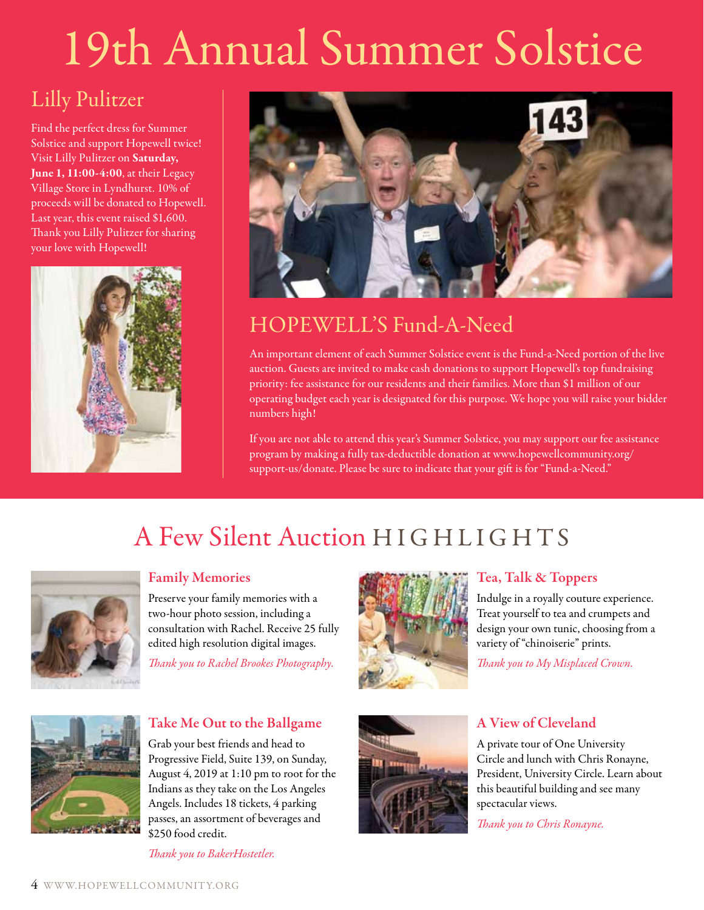# 19th Annual Summer Solstice

## Lilly Pulitzer

Find the perfect dress for Summer Solstice and support Hopewell twice! Visit Lilly Pulitzer on **Saturday, June 1, 11:00-4:00**, at their Legacy Village Store in Lyndhurst. 10% of proceeds will be donated to Hopewell. Last year, this event raised $1,600. Thank you Lilly Pulitzer for sharing your love with Hopewell!

## HOPEWELL'S Fund-A-Need

An important element of each Summer Solstice event is the Fund-a-Need portion of the live auction. Guests are invited to make cash donations to support Hopewell's top fundraising priority: fee assistance for our residents and their families. More than $1 million of our operating budget each year is designated for this purpose. We hope you will raise your bidder numbers high!

If you are not able to attend this year's Summer Solstice, you may support our fee assistance program by making a fully tax-deductible donation at www.hopewellcommunity.org/support-us/donate. Please be sure to indicate that your gift is for "Fund-a-Need."

## A Few Silent Auction HIGHLIGHTS

### Family Memories

Preserve your family memories with a two-hour photo session, including a consultation with Rachel. Receive 25 fully edited high resolution digital images.

*Thank you to Rachel Brookes Photography.*

### Tea, Talk & Toppers

Indulge in a royally couture experience. Treat yourself to tea and crumpets and design your own tunic, choosing from a variety of "chinoiserie" prints.

*Thank you to My Misplaced Crown.*

### Take Me Out to the Ballgame

Grab your best friends and head to Progressive Field, Suite 139, on Sunday, August 4, 2019 at 1:10 pm to root for the Indians as they take on the Los Angeles Angels. Includes 18 tickets, 4 parking passes, an assortment of beverages and $250 food credit.

*Thank you to BakerHostetler.*

### A View of Cleveland

A private tour of One University Circle and lunch with Chris Ronayne, President, University Circle. Learn about this beautiful building and see many spectacular views.

*Thank you to Chris Ronayne.*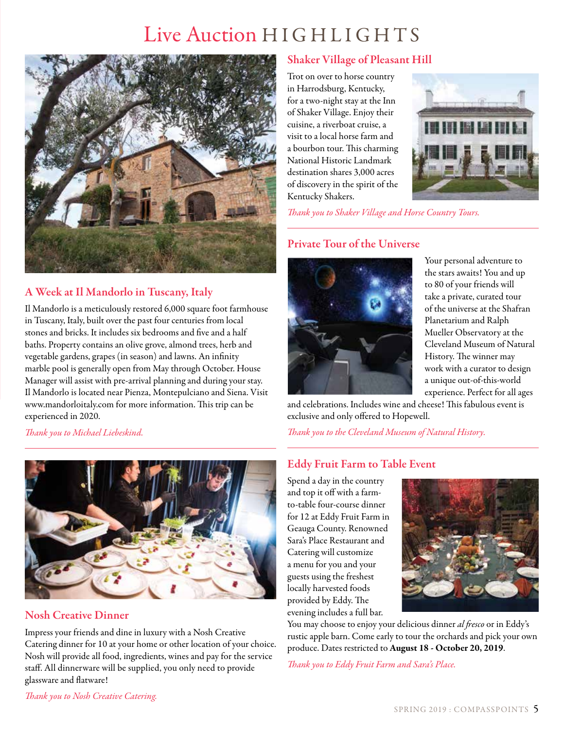# Live Auction HIGHLIGHTS

## A Week at Il Mandorlo in Tuscany, Italy

Il Mandorlo is a meticulously restored 6,000 square foot farmhouse in Tuscany, Italy, built over the past four centuries from local stones and bricks. It includes six bedrooms and five and a half baths. Property contains an olive grove, almond trees, herb and vegetable gardens, grapes (in season) and lawns. An infinity marble pool is generally open from May through October. House Manager will assist with pre-arrival planning and during your stay. Il Mandorlo is located near Pienza, Montepulciano and Siena. Visit www.mandorloitaly.com for more information. This trip can be experienced in 2020.

*Thank you to Michael Liebeskind.*

## Nosh Creative Dinner

Impress your friends and dine in luxury with a Nosh Creative Catering dinner for 10 at your home or other location of your choice. Nosh will provide all food, ingredients, wines and pay for the service staff. All dinnerware will be supplied, you only need to provide glassware and flatware!

*Thank you to Nosh Creative Catering.*

## Shaker Village of Pleasant Hill

Trot on over to horse country in Harrodsburg, Kentucky, for a two-night stay at the Inn of Shaker Village. Enjoy their cuisine, a riverboat cruise, a visit to a local horse farm and a bourbon tour. This charming National Historic Landmark destination shares 3,000 acres of discovery in the spirit of the Kentucky Shakers.

*Thank you to Shaker Village and Horse Country Tours.*

## Private Tour of the Universe

Your personal adventure to the stars awaits! You and up to 80 of your friends will take a private, curated tour of the universe at the Shafran Planetarium and Ralph Mueller Observatory at the Cleveland Museum of Natural History. The winner may work with a curator to design a unique out-of-this-world experience. Perfect for all ages and celebrations. Includes wine and cheese! This fabulous event is exclusive and only offered to Hopewell.

*Thank you to the Cleveland Museum of Natural History.*

## Eddy Fruit Farm to Table Event

Spend a day in the country and top it off with a farm-to-table four-course dinner for 12 at Eddy Fruit Farm in Geauga County. Renowned Sara's Place Restaurant and Catering will customize a menu for you and your guests using the freshest locally harvested foods provided by Eddy. The evening includes a full bar. You may choose to enjoy your delicious dinner *al fresco* or in Eddy's rustic apple barn. Come early to tour the orchards and pick your own produce. Dates restricted to **August 18 - October 20, 2019**.

*Thank you to Eddy Fruit Farm and Sara's Place.*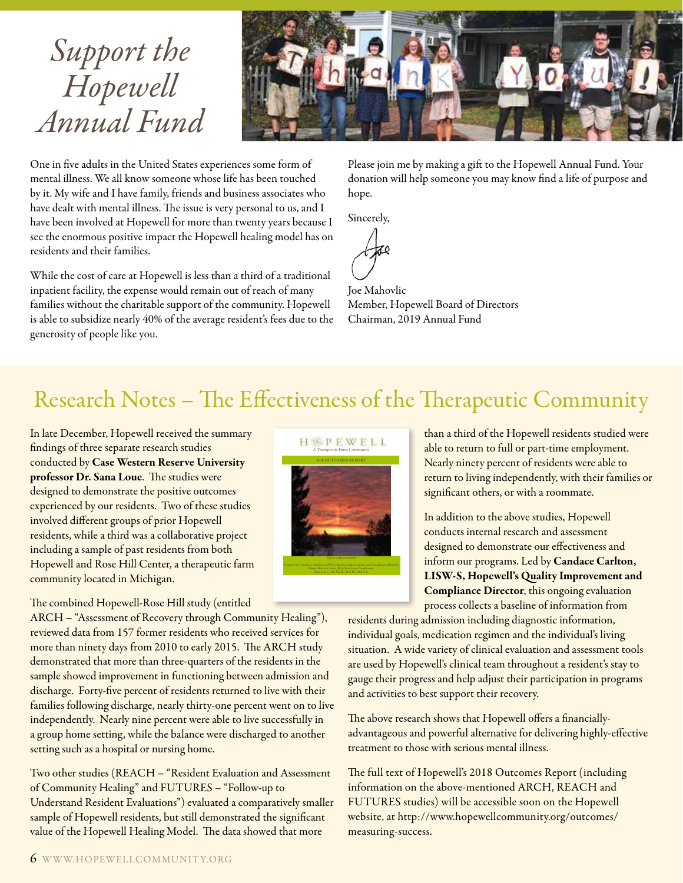# Support the Hopewell Annual Fund

One in five adults in the United States experiences some form of mental illness. We all know someone whose life has been touched by it. My wife and I have family, friends and business associates who have dealt with mental illness. The issue is very personal to us, and I have been involved at Hopewell for more than twenty years because I see the enormous positive impact the Hopewell healing model has on residents and their families.

While the cost of care at Hopewell is less than a third of a traditional inpatient facility, the expense would remain out of reach of many families without the charitable support of the community. Hopewell is able to subsidize nearly 40% of the average resident's fees due to the generosity of people like you.

Please join me by making a gift to the Hopewell Annual Fund. Your donation will help someone you may know find a life of purpose and hope.

Sincerely,

Joe Mahovlic
Member, Hopewell Board of Directors
Chairman, 2019 Annual Fund

## Research Notes – The Effectiveness of the Therapeutic Community

In late December, Hopewell received the summary findings of three separate research studies conducted by **Case Western Reserve University professor Dr. Sana Loue**. The studies were designed to demonstrate the positive outcomes experienced by our residents. Two of these studies involved different groups of prior Hopewell residents, while a third was a collaborative project including a sample of past residents from both Hopewell and Rose Hill Center, a therapeutic farm community located in Michigan.

The combined Hopewell-Rose Hill study (entitled ARCH – "Assessment of Recovery through Community Healing"), reviewed data from 157 former residents who received services for more than ninety days from 2010 to early 2015. The ARCH study demonstrated that more than three-quarters of the residents in the sample showed improvement in functioning between admission and discharge. Forty-five percent of residents returned to live with their families following discharge, nearly thirty-one percent went on to live independently. Nearly nine percent were able to live successfully in a group home setting, while the balance were discharged to another setting such as a hospital or nursing home.

Two other studies (REACH – "Resident Evaluation and Assessment of Community Healing" and FUTURES – "Follow-up to Understand Resident Evaluations") evaluated a comparatively smaller sample of Hopewell residents, but still demonstrated the significant value of the Hopewell Healing Model. The data showed that more than a third of the Hopewell residents studied were able to return to full or part-time employment. Nearly ninety percent of residents were able to return to living independently, with their families or significant others, or with a roommate.

In addition to the above studies, Hopewell conducts internal research and assessment designed to demonstrate our effectiveness and inform our programs. Led by **Candace Carlton, LISW-S, Hopewell's Quality Improvement and Compliance Director**, this ongoing evaluation process collects a baseline of information from residents during admission including diagnostic information, individual goals, medication regimen and the individual's living situation. A wide variety of clinical evaluation and assessment tools are used by Hopewell's clinical team throughout a resident's stay to gauge their progress and help adjust their participation in programs and activities to best support their recovery.

The above research shows that Hopewell offers a financially-advantageous and powerful alternative for delivering highly-effective treatment to those with serious mental illness.

The full text of Hopewell's 2018 Outcomes Report (including information on the above-mentioned ARCH, REACH and FUTURES studies) will be accessible soon on the Hopewell website, at http://www.hopewellcommunity.org/outcomes/measuring-success.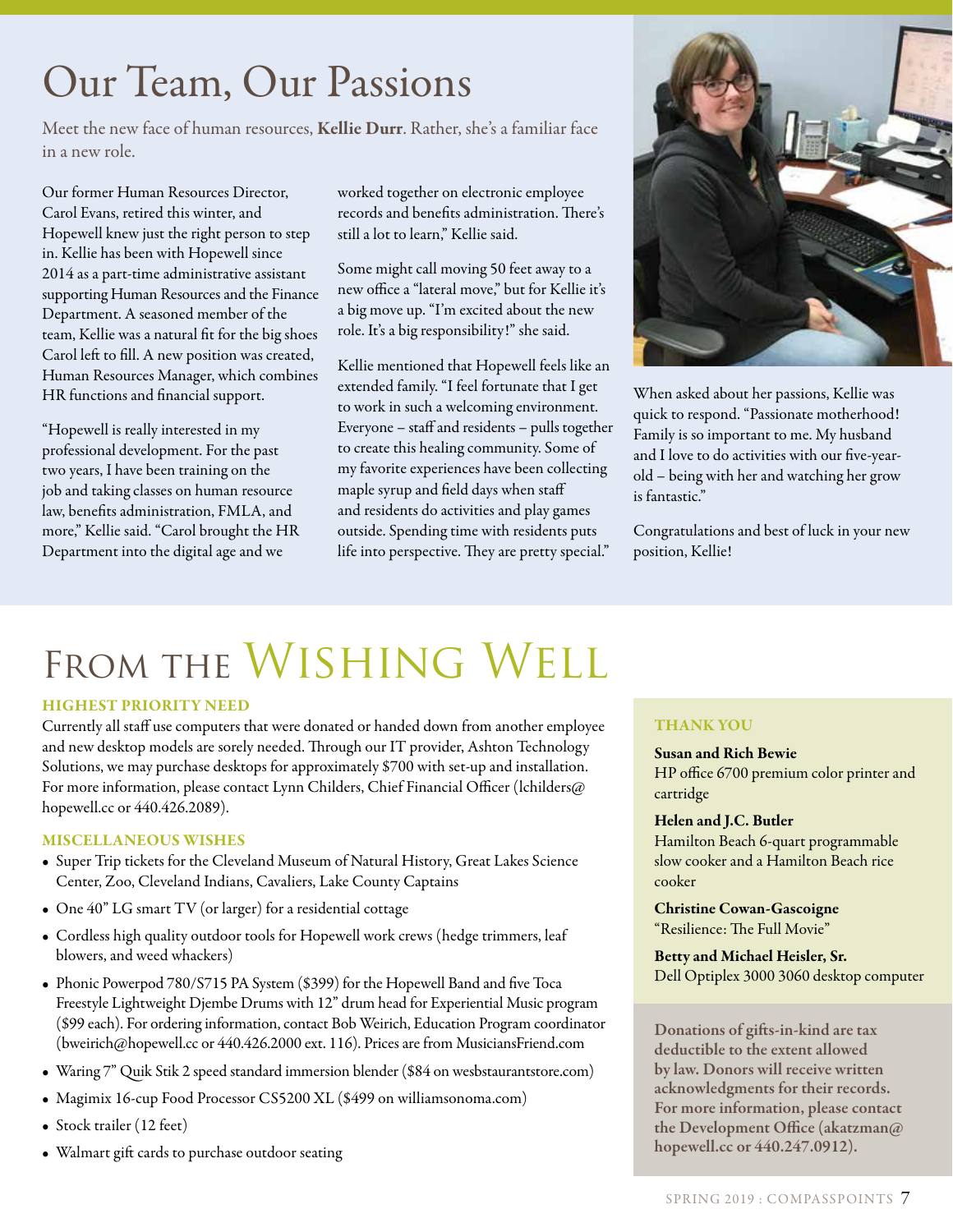# Our Team, Our Passions

Meet the new face of human resources, **Kellie Durr**. Rather, she's a familiar face in a new role.

Our former Human Resources Director, Carol Evans, retired this winter, and Hopewell knew just the right person to step in. Kellie has been with Hopewell since 2014 as a part-time administrative assistant supporting Human Resources and the Finance Department. A seasoned member of the team, Kellie was a natural fit for the big shoes Carol left to fill. A new position was created, Human Resources Manager, which combines HR functions and financial support.

"Hopewell is really interested in my professional development. For the past two years, I have been training on the job and taking classes on human resource law, benefits administration, FMLA, and more," Kellie said. "Carol brought the HR Department into the digital age and we worked together on electronic employee records and benefits administration. There's still a lot to learn," Kellie said.

Some might call moving 50 feet away to a new office a "lateral move," but for Kellie it's a big move up. "I'm excited about the new role. It's a big responsibility!" she said.

Kellie mentioned that Hopewell feels like an extended family. "I feel fortunate that I get to work in such a welcoming environment. Everyone – staff and residents – pulls together to create this healing community. Some of my favorite experiences have been collecting maple syrup and field days when staff and residents do activities and play games outside. Spending time with residents puts life into perspective. They are pretty special."

When asked about her passions, Kellie was quick to respond. "Passionate motherhood! Family is so important to me. My husband and I love to do activities with our five-year-old – being with her and watching her grow is fantastic."

Congratulations and best of luck in your new position, Kellie!

# From the Wishing Well

### HIGHEST PRIORITY NEED

Currently all staff use computers that were donated or handed down from another employee and new desktop models are sorely needed. Through our IT provider, Ashton Technology Solutions, we may purchase desktops for approximately $700 with set-up and installation. For more information, please contact Lynn Childers, Chief Financial Officer (lchilders@hopewell.cc or 440.426.2089).

### MISCELLANEOUS WISHES

- Super Trip tickets for the Cleveland Museum of Natural History, Great Lakes Science Center, Zoo, Cleveland Indians, Cavaliers, Lake County Captains
- One 40" LG smart TV (or larger) for a residential cottage
- Cordless high quality outdoor tools for Hopewell work crews (hedge trimmers, leaf blowers, and weed whackers)
- Phonic Powerpod 780/S715 PA System ($399) for the Hopewell Band and five Toca Freestyle Lightweight Djembe Drums with 12" drum head for Experiential Music program ($99 each). For ordering information, contact Bob Weirich, Education Program coordinator (bweirich@hopewell.cc or 440.426.2000 ext. 116). Prices are from MusiciansFriend.com
- Waring 7" Quik Stik 2 speed standard immersion blender ($84 on wesbstaurantstore.com)
- Magimix 16-cup Food Processor CS5200 XL ($499 on williamsonoma.com)
- Stock trailer (12 feet)
- Walmart gift cards to purchase outdoor seating

### THANK YOU

**Susan and Rich Bewie**
HP office 6700 premium color printer and cartridge

**Helen and J.C. Butler**
Hamilton Beach 6-quart programmable slow cooker and a Hamilton Beach rice cooker

**Christine Cowan-Gascoigne**
"Resilience: The Full Movie"

**Betty and Michael Heisler, Sr.**
Dell Optiplex 3000 3060 desktop computer

**Donations of gifts-in-kind are tax deductible to the extent allowed by law. Donors will receive written acknowledgments for their records. For more information, please contact the Development Office (akatzman@hopewell.cc or 440.247.0912).**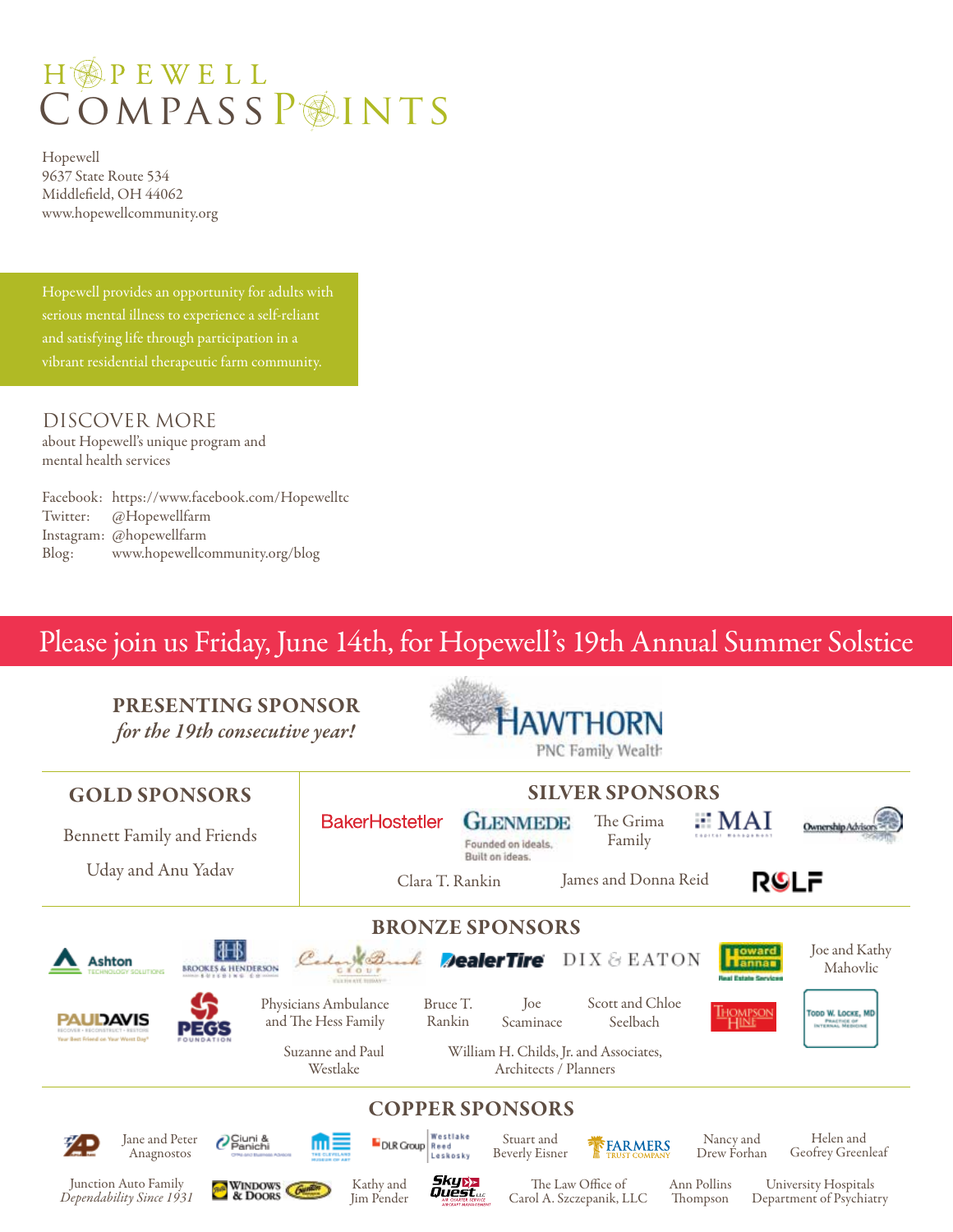# HOPEWELL COMPASS POINTS

Hopewell
9637 State Route 534
Middlefield, OH 44062
www.hopewellcommunity.org

Hopewell provides an opportunity for adults with serious mental illness to experience a self-reliant and satisfying life through participation in a vibrant residential therapeutic farm community.

## DISCOVER MORE

about Hopewell's unique program and mental health services

Facebook: https://www.facebook.com/Hopewelltc
Twitter: @Hopewellfarm
Instagram: @hopewellfarm
Blog: www.hopewellcommunity.org/blog

## Please join us Friday, June 14th, for Hopewell's 19th Annual Summer Solstice

### PRESENTING SPONSOR

*for the 19th consecutive year!*

HAWTHORN PNC Family Wealth

### GOLD SPONSORS

Bennett Family and Friends

Uday and Anu Yadav

### SILVER SPONSORS

BakerHostetler

Glenmede — Founded on ideals. Built on ideas.

The Grima Family

MAI Capital Management

Ownership Advisors

Clara T. Rankin

James and Donna Reid

ROLF

### BRONZE SPONSORS

Ashton Technology Solutions

Brookes & Henderson Building Co

Cedar Brook Group

DealerTire

DIX & EATON

Howard Hanna Real Estate Services

Joe and Kathy Mahovlic

Paul Davis — Recover • Reconstruct • Restore — Your Best Friend on Your Worst Day

PEGS Foundation

Physicians Ambulance and The Hess Family

Bruce T. Rankin

Joe Scaminace

Scott and Chloe Seelbach

Thompson Hine

Todd W. Locke, MD — Practice of Internal Medicine

Suzanne and Paul Westlake

William H. Childs, Jr. and Associates, Architects / Planners

### COPPER SPONSORS

AP

Jane and Peter Anagnostos

Ciuni & Panichi

The Cleveland Museum of Art

DLR Group | Westlake Reed Leskosky

Stuart and Beverly Eisner

Farmers Trust Company

Nancy and Drew Forhan

Helen and Geoffrey Greenleaf

Junction Auto Family *Dependability Since 1931*

Windows & Doors by Gunton

Kathy and Jim Pender

Sky Quest LLC — Air Charter Service, Aircraft Management

The Law Office of Carol A. Szczepanik, LLC

Ann Pollins Thompson

University Hospitals Department of Psychiatry